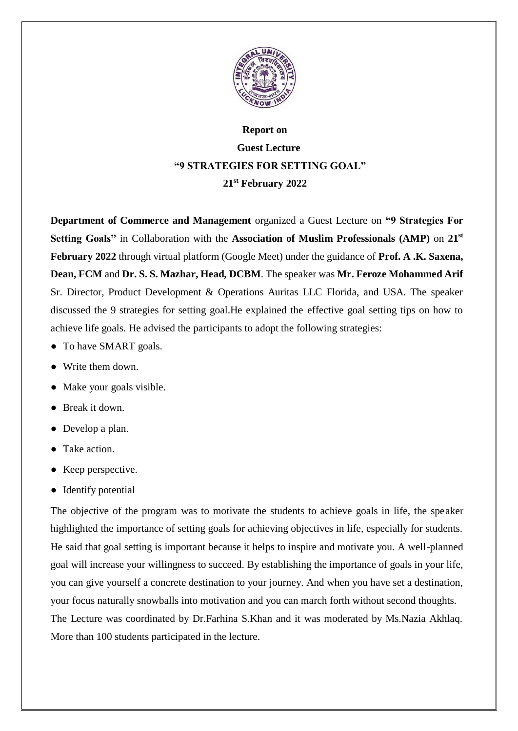**Report on**

**Guest Lecture**

**"9 STRATEGIES FOR SETTING GOAL"**

**21st February 2022**

**Department of Commerce and Management** organized a Guest Lecture on **"9 Strategies For Setting Goals"** in Collaboration with the **Association of Muslim Professionals (AMP)** on **21st February 2022** through virtual platform (Google Meet) under the guidance of **Prof. A .K. Saxena, Dean, FCM** and **Dr. S. S. Mazhar, Head, DCBM**. The speaker was **Mr. Feroze Mohammed Arif** Sr. Director, Product Development & Operations Auritas LLC Florida, and USA. The speaker discussed the 9 strategies for setting goal.He explained the effective goal setting tips on how to achieve life goals. He advised the participants to adopt the following strategies:

- To have SMART goals.
- Write them down.
- Make your goals visible.
- Break it down.
- Develop a plan.
- Take action.
- Keep perspective.
- Identify potential

The objective of the program was to motivate the students to achieve goals in life, the speaker highlighted the importance of setting goals for achieving objectives in life, especially for students. He said that goal setting is important because it helps to inspire and motivate you. A well-planned goal will increase your willingness to succeed. By establishing the importance of goals in your life, you can give yourself a concrete destination to your journey. And when you have set a destination, your focus naturally snowballs into motivation and you can march forth without second thoughts.

The Lecture was coordinated by Dr.Farhina S.Khan and it was moderated by Ms.Nazia Akhlaq. More than 100 students participated in the lecture.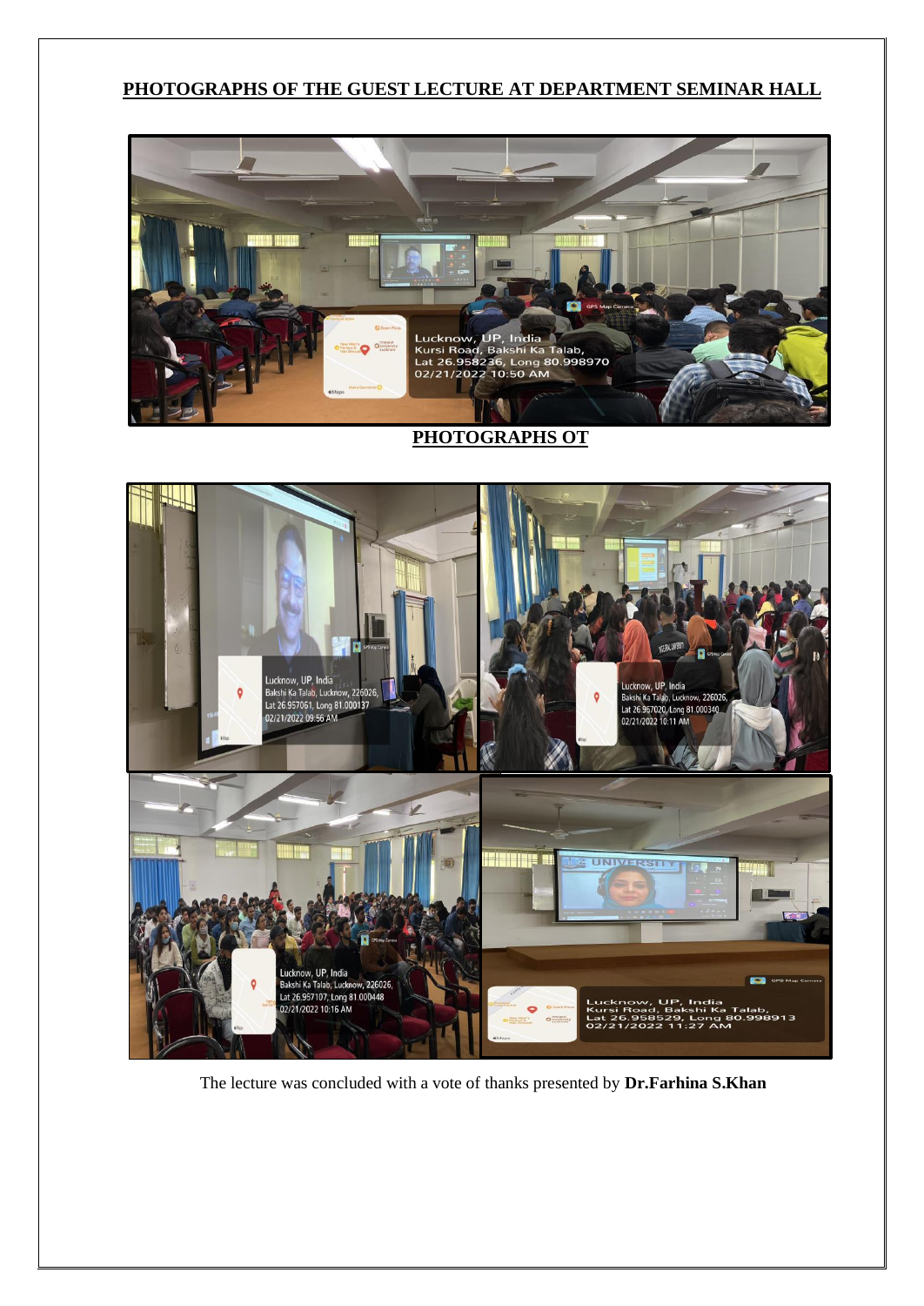## PHOTOGRAPHS OF THE GUEST LECTURE AT DEPARTMENT SEMINAR HALL

## PHOTOGRAPHS OT

The lecture was concluded with a vote of thanks presented by **Dr.Farhina S.Khan**